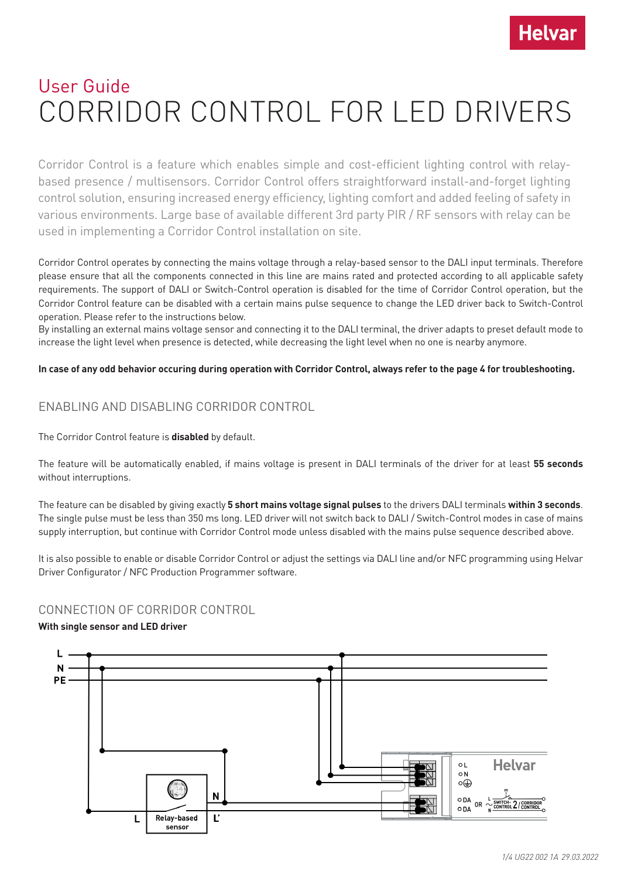Helvar

# User Guide
# CORRIDOR CONTROL FOR LED DRIVERS

Corridor Control is a feature which enables simple and cost-efficient lighting control with relay-based presence / multisensors. Corridor Control offers straightforward install-and-forget lighting control solution, ensuring increased energy efficiency, lighting comfort and added feeling of safety in various environments. Large base of available different 3rd party PIR / RF sensors with relay can be used in implementing a Corridor Control installation on site.

Corridor Control operates by connecting the mains voltage through a relay-based sensor to the DALI input terminals. Therefore please ensure that all the components connected in this line are mains rated and protected according to all applicable safety requirements. The support of DALI or Switch-Control operation is disabled for the time of Corridor Control operation, but the Corridor Control feature can be disabled with a certain mains pulse sequence to change the LED driver back to Switch-Control operation. Please refer to the instructions below.
By installing an external mains voltage sensor and connecting it to the DALI terminal, the driver adapts to preset default mode to increase the light level when presence is detected, while decreasing the light level when no one is nearby anymore.

**In case of any odd behavior occuring during operation with Corridor Control, always refer to the page 4 for troubleshooting.**

## ENABLING AND DISABLING CORRIDOR CONTROL

The Corridor Control feature is **disabled** by default.

The feature will be automatically enabled, if mains voltage is present in DALI terminals of the driver for at least **55 seconds** without interruptions.

The feature can be disabled by giving exactly **5 short mains voltage signal pulses** to the drivers DALI terminals **within 3 seconds**. The single pulse must be less than 350 ms long. LED driver will not switch back to DALI / Switch-Control modes in case of mains supply interruption, but continue with Corridor Control mode unless disabled with the mains pulse sequence described above.

It is also possible to enable or disable Corridor Control or adjust the settings via DALI line and/or NFC programming using Helvar Driver Configurator / NFC Production Programmer software.

## CONNECTION OF CORRIDOR CONTROL

**With single sensor and LED driver**

L
N
PE

Relay-based sensor
L
N
L'

Helvar
L
N
DA
DA
OR
SWITCH-CONTROL / CORRIDOR CONTROL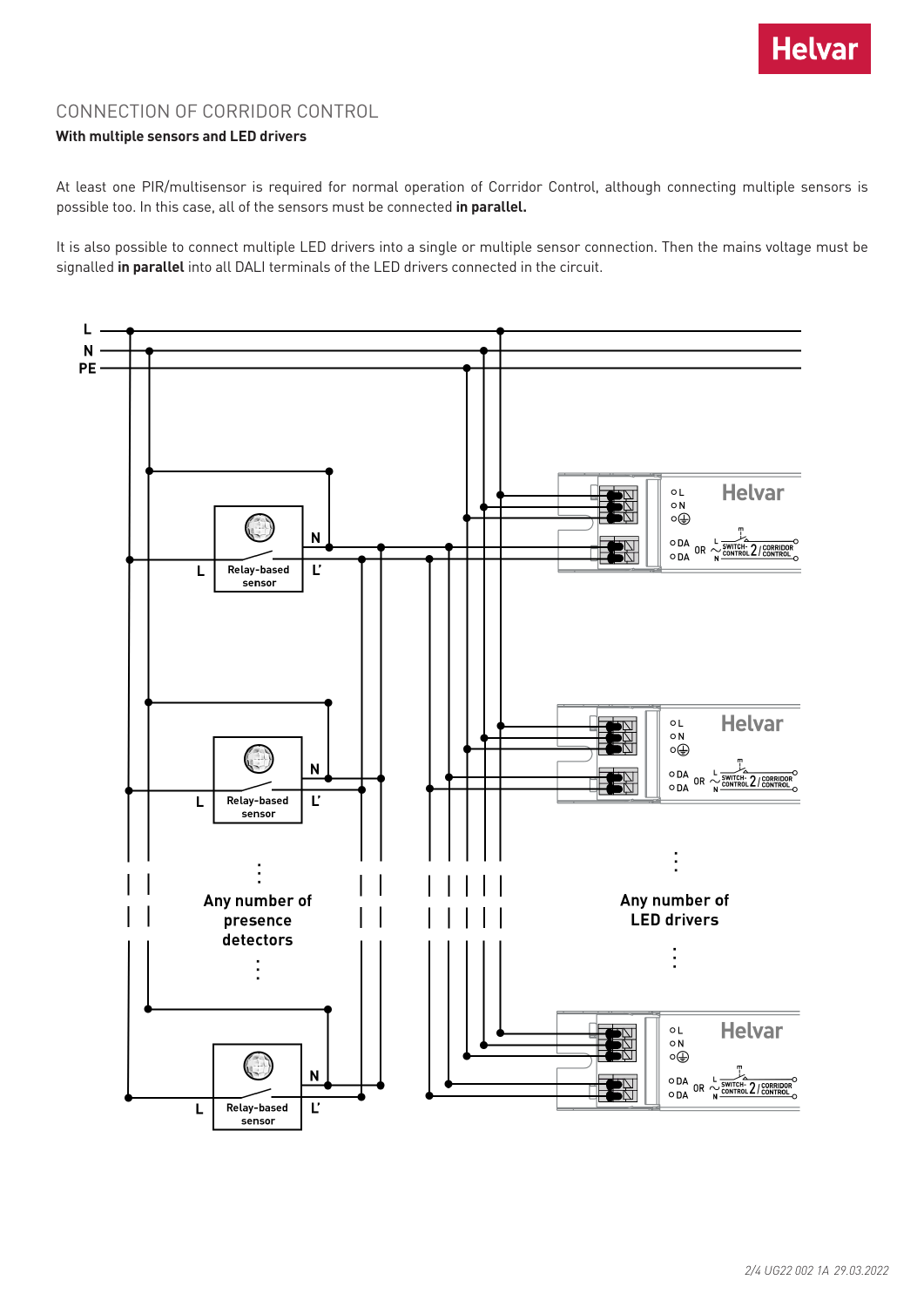# CONNECTION OF CORRIDOR CONTROL

**With multiple sensors and LED drivers**

At least one PIR/multisensor is required for normal operation of Corridor Control, although connecting multiple sensors is possible too. In this case, all of the sensors must be connected **in parallel.**

It is also possible to connect multiple LED drivers into a single or multiple sensor connection. Then the mains voltage must be signalled **in parallel** into all DALI terminals of the LED drivers connected in the circuit.

L

N

PE

Relay-based sensor

Any number of presence detectors

Any number of LED drivers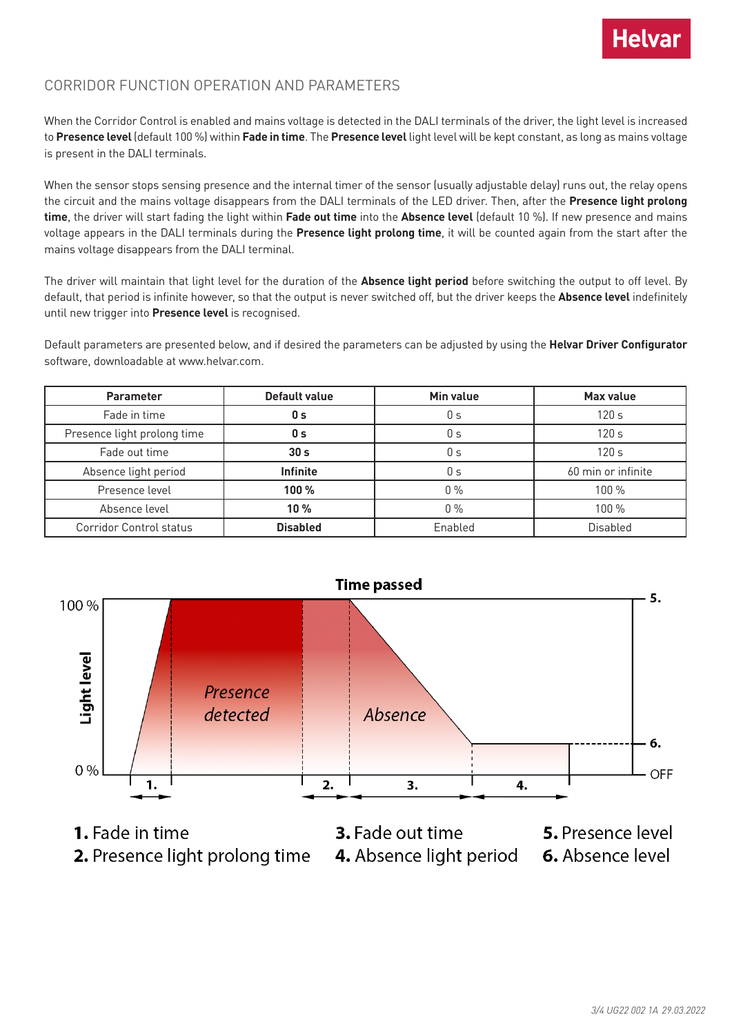## CORRIDOR FUNCTION OPERATION AND PARAMETERS

When the Corridor Control is enabled and mains voltage is detected in the DALI terminals of the driver, the light level is increased to **Presence level** (default 100 %) within **Fade in time**. The **Presence level** light level will be kept constant, as long as mains voltage is present in the DALI terminals.

When the sensor stops sensing presence and the internal timer of the sensor (usually adjustable delay) runs out, the relay opens the circuit and the mains voltage disappears from the DALI terminals of the LED driver. Then, after the **Presence light prolong time**, the driver will start fading the light within **Fade out time** into the **Absence level** (default 10 %). If new presence and mains voltage appears in the DALI terminals during the **Presence light prolong time**, it will be counted again from the start after the mains voltage disappears from the DALI terminal.

The driver will maintain that light level for the duration of the **Absence light period** before switching the output to off level. By default, that period is infinite however, so that the output is never switched off, but the driver keeps the **Absence level** indefinitely until new trigger into **Presence level** is recognised.

Default parameters are presented below, and if desired the parameters can be adjusted by using the **Helvar Driver Configurator** software, downloadable at www.helvar.com.

| Parameter | Default value | Min value | Max value |
|---|---|---|---|
| Fade in time | **0 s** | 0 s | 120 s |
| Presence light prolong time | **0 s** | 0 s | 120 s |
| Fade out time | **30 s** | 0 s | 120 s |
| Absence light period | **Infinite** | 0 s | 60 min or infinite |
| Presence level | **100 %** | 0 % | 100 % |
| Absence level | **10 %** | 0 % | 100 % |
| Corridor Control status | **Disabled** | Enabled | Disabled |

**Time passed**

Light level: 100 % – 0 % – OFF

*Presence detected* — *Absence*

**1.** Fade in time
**2.** Presence light prolong time
**3.** Fade out time
**4.** Absence light period
**5.** Presence level
**6.** Absence level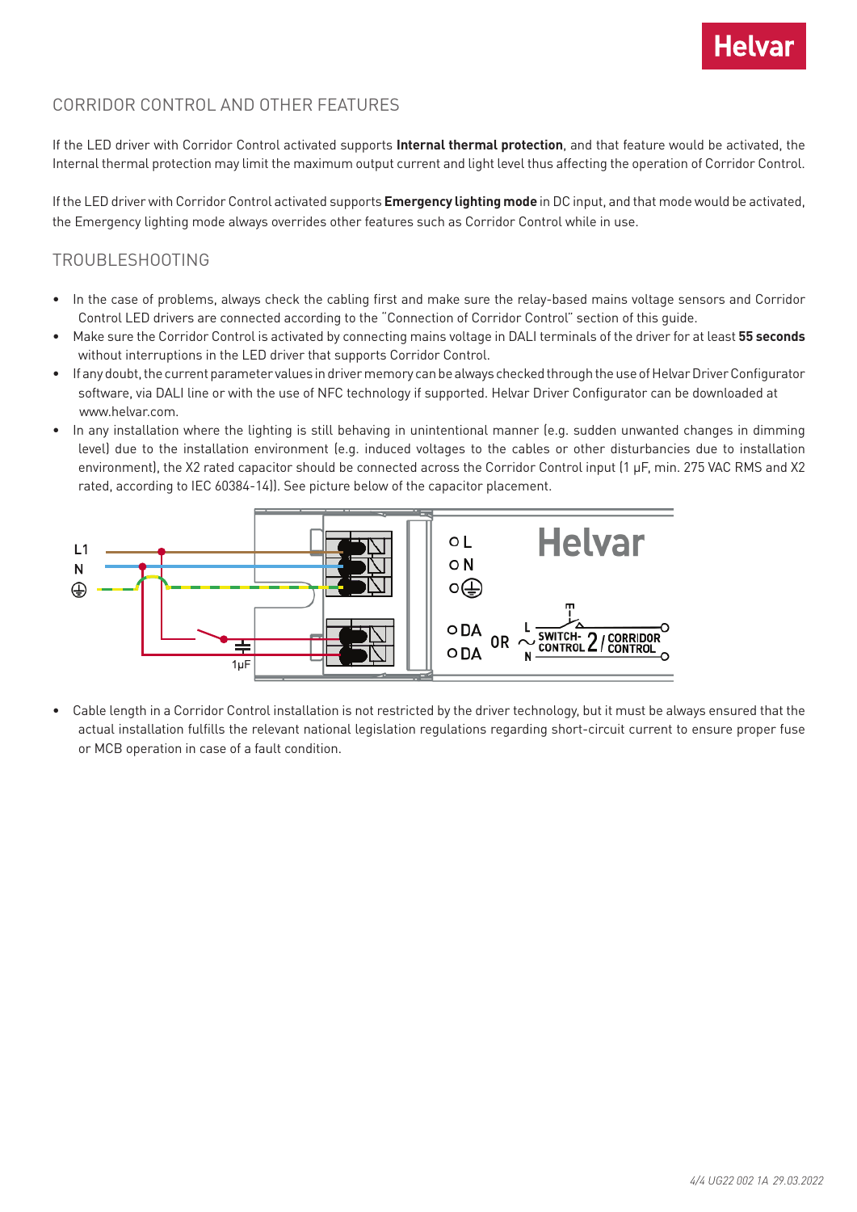## CORRIDOR CONTROL AND OTHER FEATURES

If the LED driver with Corridor Control activated supports **Internal thermal protection**, and that feature would be activated, the Internal thermal protection may limit the maximum output current and light level thus affecting the operation of Corridor Control.

If the LED driver with Corridor Control activated supports **Emergency lighting mode** in DC input, and that mode would be activated, the Emergency lighting mode always overrides other features such as Corridor Control while in use.

## TROUBLESHOOTING

- In the case of problems, always check the cabling first and make sure the relay-based mains voltage sensors and Corridor Control LED drivers are connected according to the "Connection of Corridor Control" section of this guide.
- Make sure the Corridor Control is activated by connecting mains voltage in DALI terminals of the driver for at least **55 seconds** without interruptions in the LED driver that supports Corridor Control.
- If any doubt, the current parameter values in driver memory can be always checked through the use of Helvar Driver Configurator software, via DALI line or with the use of NFC technology if supported. Helvar Driver Configurator can be downloaded at www.helvar.com.
- In any installation where the lighting is still behaving in unintentional manner (e.g. sudden unwanted changes in dimming level) due to the installation environment (e.g. induced voltages to the cables or other disturbancies due to installation environment), the X2 rated capacitor should be connected across the Corridor Control input (1 µF, min. 275 VAC RMS and X2 rated, according to IEC 60384-14)). See picture below of the capacitor placement.

L1
N
1µF
L
N
DA
DA
OR
L
N
SWITCH-CONTROL 2 / CORRIDOR CONTROL
Helvar

- Cable length in a Corridor Control installation is not restricted by the driver technology, but it must be always ensured that the actual installation fulfills the relevant national legislation regulations regarding short-circuit current to ensure proper fuse or MCB operation in case of a fault condition.